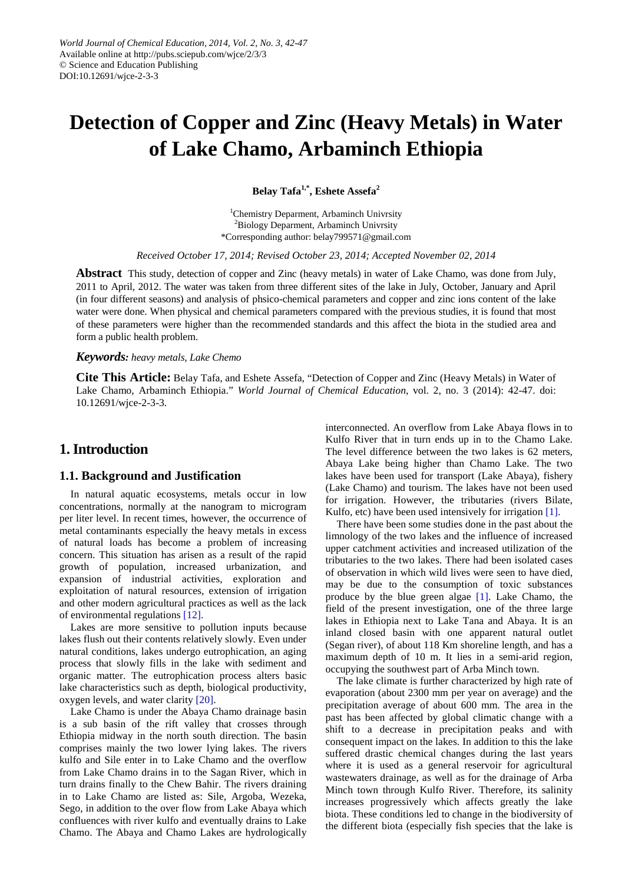# Detection of Copper and Zinc (Heavy Metals) in Water of Lake Chamo, Arbaminch Ethiopia

**Belay Tafa[1,*], Eshete Assefa[2]**

[1]Chemistry Deparment, Arbaminch Univrsity
[2]Biology Deparment, Arbaminch Univrsity
*Corresponding author: belay799571@gmail.com

*Received October 17, 2014; Revised October 23, 2014; Accepted November 02, 2014*

**Abstract** This study, detection of copper and Zinc (heavy metals) in water of Lake Chamo, was done from July, 2011 to April, 2012. The water was taken from three different sites of the lake in July, October, January and April (in four different seasons) and analysis of phsico-chemical parameters and copper and zinc ions content of the lake water were done. When physical and chemical parameters compared with the previous studies, it is found that most of these parameters were higher than the recommended standards and this affect the biota in the studied area and form a public health problem.

***Keywords:*** *heavy metals, Lake Chemo*

**Cite This Article:** Belay Tafa, and Eshete Assefa, "Detection of Copper and Zinc (Heavy Metals) in Water of Lake Chamo, Arbaminch Ethiopia." *World Journal of Chemical Education*, vol. 2, no. 3 (2014): 42-47. doi: 10.12691/wjce-2-3-3.

## 1. Introduction

### 1.1. Background and Justification

In natural aquatic ecosystems, metals occur in low concentrations, normally at the nanogram to microgram per liter level. In recent times, however, the occurrence of metal contaminants especially the heavy metals in excess of natural loads has become a problem of increasing concern. This situation has arisen as a result of the rapid growth of population, increased urbanization, and expansion of industrial activities, exploration and exploitation of natural resources, extension of irrigation and other modern agricultural practices as well as the lack of environmental regulations [12].

Lakes are more sensitive to pollution inputs because lakes flush out their contents relatively slowly. Even under natural conditions, lakes undergo eutrophication, an aging process that slowly fills in the lake with sediment and organic matter. The eutrophication process alters basic lake characteristics such as depth, biological productivity, oxygen levels, and water clarity [20].

Lake Chamo is under the Abaya Chamo drainage basin is a sub basin of the rift valley that crosses through Ethiopia midway in the north south direction. The basin comprises mainly the two lower lying lakes. The rivers kulfo and Sile enter in to Lake Chamo and the overflow from Lake Chamo drains in to the Sagan River, which in turn drains finally to the Chew Bahir. The rivers draining in to Lake Chamo are listed as: Sile, Argoba, Wezeka, Sego, in addition to the over flow from Lake Abaya which confluences with river kulfo and eventually drains to Lake Chamo. The Abaya and Chamo Lakes are hydrologically interconnected. An overflow from Lake Abaya flows in to Kulfo River that in turn ends up in to the Chamo Lake. The level difference between the two lakes is 62 meters, Abaya Lake being higher than Chamo Lake. The two lakes have been used for transport (Lake Abaya), fishery (Lake Chamo) and tourism. The lakes have not been used for irrigation. However, the tributaries (rivers Bilate, Kulfo, etc) have been used intensively for irrigation [1].

There have been some studies done in the past about the limnology of the two lakes and the influence of increased upper catchment activities and increased utilization of the tributaries to the two lakes. There had been isolated cases of observation in which wild lives were seen to have died, may be due to the consumption of toxic substances produce by the blue green algae [1]. Lake Chamo, the field of the present investigation, one of the three large lakes in Ethiopia next to Lake Tana and Abaya. It is an inland closed basin with one apparent natural outlet (Segan river), of about 118 Km shoreline length, and has a maximum depth of 10 m. It lies in a semi-arid region, occupying the southwest part of Arba Minch town.

The lake climate is further characterized by high rate of evaporation (about 2300 mm per year on average) and the precipitation average of about 600 mm. The area in the past has been affected by global climatic change with a shift to a decrease in precipitation peaks and with consequent impact on the lakes. In addition to this the lake suffered drastic chemical changes during the last years where it is used as a general reservoir for agricultural wastewaters drainage, as well as for the drainage of Arba Minch town through Kulfo River. Therefore, its salinity increases progressively which affects greatly the lake biota. These conditions led to change in the biodiversity of the different biota (especially fish species that the lake is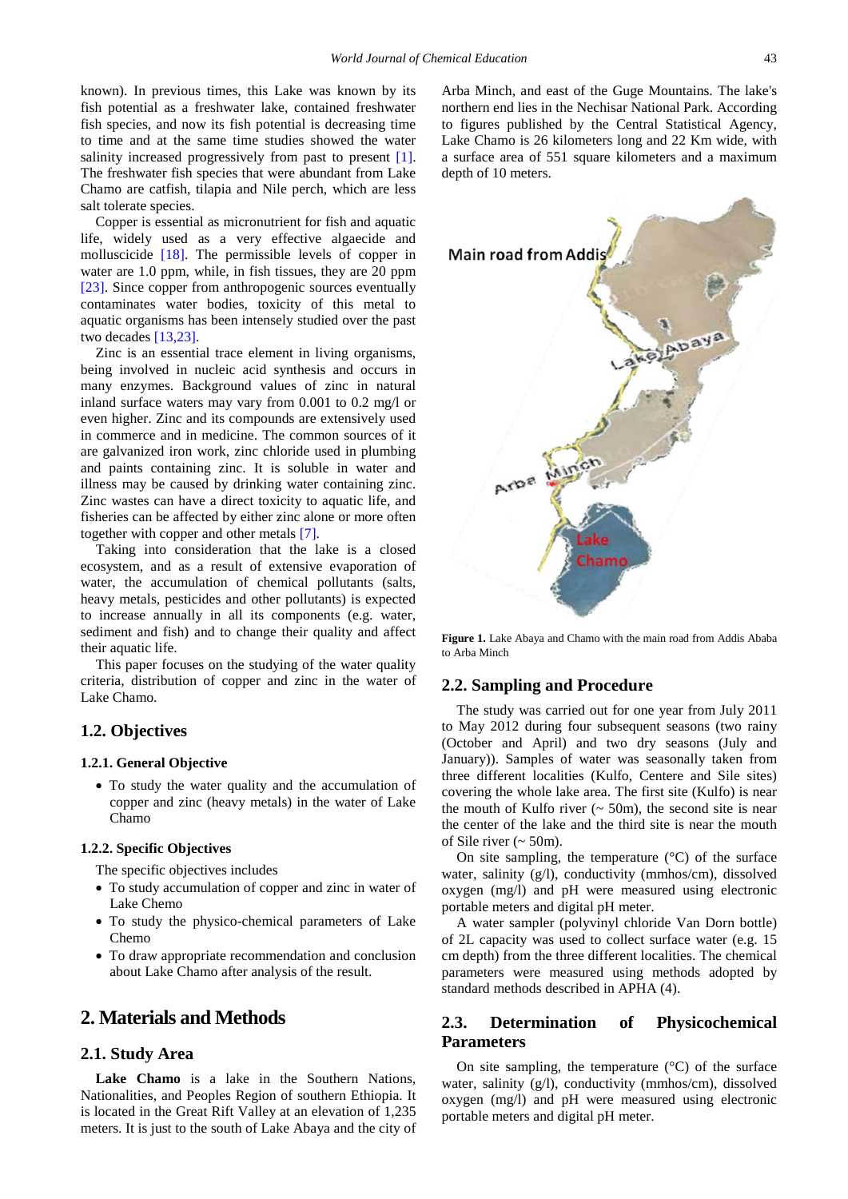known). In previous times, this Lake was known by its fish potential as a freshwater lake, contained freshwater fish species, and now its fish potential is decreasing time to time and at the same time studies showed the water salinity increased progressively from past to present [1]. The freshwater fish species that were abundant from Lake Chamo are catfish, tilapia and Nile perch, which are less salt tolerate species.

Copper is essential as micronutrient for fish and aquatic life, widely used as a very effective algaecide and molluscicide [18]. The permissible levels of copper in water are 1.0 ppm, while, in fish tissues, they are 20 ppm [23]. Since copper from anthropogenic sources eventually contaminates water bodies, toxicity of this metal to aquatic organisms has been intensely studied over the past two decades [13,23].

Zinc is an essential trace element in living organisms, being involved in nucleic acid synthesis and occurs in many enzymes. Background values of zinc in natural inland surface waters may vary from 0.001 to 0.2 mg/l or even higher. Zinc and its compounds are extensively used in commerce and in medicine. The common sources of it are galvanized iron work, zinc chloride used in plumbing and paints containing zinc. It is soluble in water and illness may be caused by drinking water containing zinc. Zinc wastes can have a direct toxicity to aquatic life, and fisheries can be affected by either zinc alone or more often together with copper and other metals [7].

Taking into consideration that the lake is a closed ecosystem, and as a result of extensive evaporation of water, the accumulation of chemical pollutants (salts, heavy metals, pesticides and other pollutants) is expected to increase annually in all its components (e.g. water, sediment and fish) and to change their quality and affect their aquatic life.

This paper focuses on the studying of the water quality criteria, distribution of copper and zinc in the water of Lake Chamo.

## 1.2. Objectives

### 1.2.1. General Objective

- To study the water quality and the accumulation of copper and zinc (heavy metals) in the water of Lake Chamo

### 1.2.2. Specific Objectives

The specific objectives includes

- To study accumulation of copper and zinc in water of Lake Chemo
- To study the physico-chemical parameters of Lake Chemo
- To draw appropriate recommendation and conclusion about Lake Chamo after analysis of the result.

# 2. Materials and Methods

## 2.1. Study Area

**Lake Chamo** is a lake in the Southern Nations, Nationalities, and Peoples Region of southern Ethiopia. It is located in the Great Rift Valley at an elevation of 1,235 meters. It is just to the south of Lake Abaya and the city of Arba Minch, and east of the Guge Mountains. The lake's northern end lies in the Nechisar National Park. According to figures published by the Central Statistical Agency, Lake Chamo is 26 kilometers long and 22 Km wide, with a surface area of 551 square kilometers and a maximum depth of 10 meters.

**Figure 1.** Lake Abaya and Chamo with the main road from Addis Ababa to Arba Minch

## 2.2. Sampling and Procedure

The study was carried out for one year from July 2011 to May 2012 during four subsequent seasons (two rainy (October and April) and two dry seasons (July and January)). Samples of water was seasonally taken from three different localities (Kulfo, Centere and Sile sites) covering the whole lake area. The first site (Kulfo) is near the mouth of Kulfo river (~ 50m), the second site is near the center of the lake and the third site is near the mouth of Sile river (~ 50m).

On site sampling, the temperature (°C) of the surface water, salinity (g/l), conductivity (mmhos/cm), dissolved oxygen (mg/l) and pH were measured using electronic portable meters and digital pH meter.

A water sampler (polyvinyl chloride Van Dorn bottle) of 2L capacity was used to collect surface water (e.g. 15 cm depth) from the three different localities. The chemical parameters were measured using methods adopted by standard methods described in APHA (4).

## 2.3. Determination of Physicochemical Parameters

On site sampling, the temperature (°C) of the surface water, salinity (g/l), conductivity (mmhos/cm), dissolved oxygen (mg/l) and pH were measured using electronic portable meters and digital pH meter.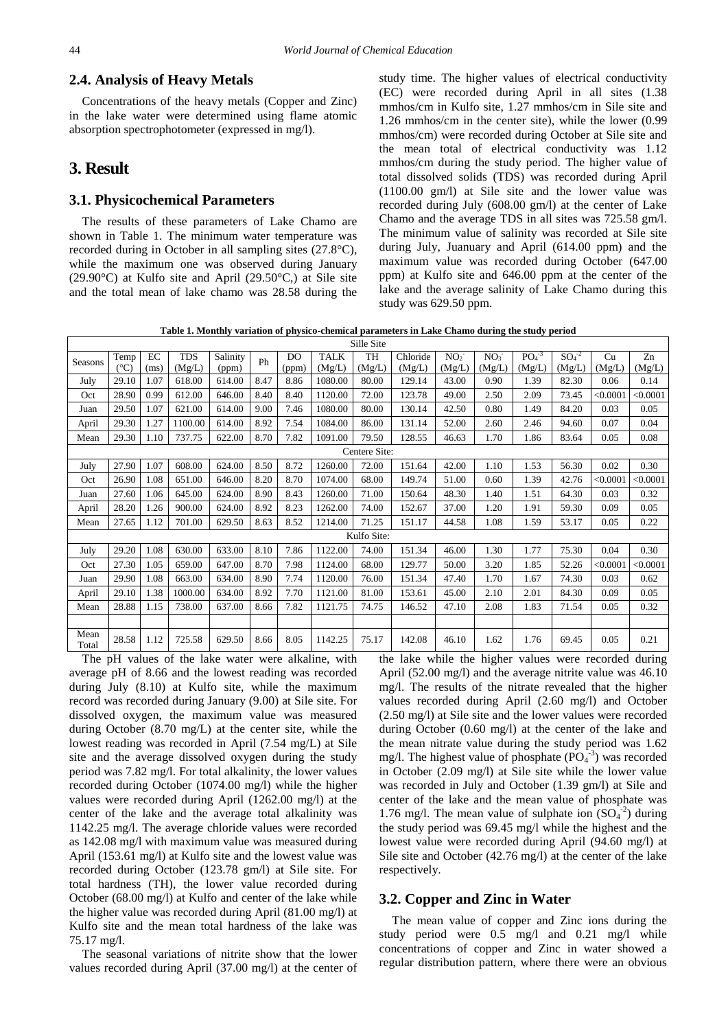## 2.4. Analysis of Heavy Metals

Concentrations of the heavy metals (Copper and Zinc) in the lake water were determined using flame atomic absorption spectrophotometer (expressed in mg/l).

# 3. Result

## 3.1. Physicochemical Parameters

The results of these parameters of Lake Chamo are shown in Table 1. The minimum water temperature was recorded during in October in all sampling sites (27.8°C), while the maximum one was observed during January (29.90°C) at Kulfo site and April (29.50°C,) at Sile site and the total mean of lake chamo was 28.58 during the study time. The higher values of electrical conductivity (EC) were recorded during April in all sites (1.38 mmhos/cm in Kulfo site, 1.27 mmhos/cm in Sile site and 1.26 mmhos/cm in the center site), while the lower (0.99 mmhos/cm) were recorded during October at Sile site and the mean total of electrical conductivity was 1.12 mmhos/cm during the study period. The higher value of total dissolved solids (TDS) was recorded during April (1100.00 gm/l) at Sile site and the lower value was recorded during July (608.00 gm/l) at the center of Lake Chamo and the average TDS in all sites was 725.58 gm/l. The minimum value of salinity was recorded at Sile site during July, Juanuary and April (614.00 ppm) and the maximum value was recorded during October (647.00 ppm) at Kulfo site and 646.00 ppm at the center of the lake and the average salinity of Lake Chamo during this study was 629.50 ppm.

**Table 1. Monthly variation of physico-chemical parameters in Lake Chamo during the study period**

| Seasons | Temp (°C) | EC (ms) | TDS (Mg/L) | Salinity (ppm) | Ph | DO (ppm) | TALK (Mg/L) | TH (Mg/L) | Chloride (Mg/L) | $NO_2^-$ (Mg/L) | $NO_3^-$ (Mg/L) | $PO_4^{-3}$ (Mg/L) | $SO_4^{-2}$ (Mg/L) | Cu (Mg/L) | Zn (Mg/L) |
|---|---|---|---|---|---|---|---|---|---|---|---|---|---|---|---|
| Sille Site | | | | | | | | | | | | | | | |
| July | 29.10 | 1.07 | 618.00 | 614.00 | 8.47 | 8.86 | 1080.00 | 80.00 | 129.14 | 43.00 | 0.90 | 1.39 | 82.30 | 0.06 | 0.14 |
| Oct | 28.90 | 0.99 | 612.00 | 646.00 | 8.40 | 8.40 | 1120.00 | 72.00 | 123.78 | 49.00 | 2.50 | 2.09 | 73.45 | <0.0001 | <0.0001 |
| Juan | 29.50 | 1.07 | 621.00 | 614.00 | 9.00 | 7.46 | 1080.00 | 80.00 | 130.14 | 42.50 | 0.80 | 1.49 | 84.20 | 0.03 | 0.05 |
| April | 29.30 | 1.27 | 1100.00 | 614.00 | 8.92 | 7.54 | 1084.00 | 86.00 | 131.14 | 52.00 | 2.60 | 2.46 | 94.60 | 0.07 | 0.04 |
| Mean | 29.30 | 1.10 | 737.75 | 622.00 | 8.70 | 7.82 | 1091.00 | 79.50 | 128.55 | 46.63 | 1.70 | 1.86 | 83.64 | 0.05 | 0.08 |
| Centere Site: | | | | | | | | | | | | | | | |
| July | 27.90 | 1.07 | 608.00 | 624.00 | 8.50 | 8.72 | 1260.00 | 72.00 | 151.64 | 42.00 | 1.10 | 1.53 | 56.30 | 0.02 | 0.30 |
| Oct | 26.90 | 1.08 | 651.00 | 646.00 | 8.20 | 8.70 | 1074.00 | 68.00 | 149.74 | 51.00 | 0.60 | 1.39 | 42.76 | <0.0001 | <0.0001 |
| Juan | 27.60 | 1.06 | 645.00 | 624.00 | 8.90 | 8.43 | 1260.00 | 71.00 | 150.64 | 48.30 | 1.40 | 1.51 | 64.30 | 0.03 | 0.32 |
| April | 28.20 | 1.26 | 900.00 | 624.00 | 8.92 | 8.23 | 1262.00 | 74.00 | 152.67 | 37.00 | 1.20 | 1.91 | 59.30 | 0.09 | 0.05 |
| Mean | 27.65 | 1.12 | 701.00 | 629.50 | 8.63 | 8.52 | 1214.00 | 71.25 | 151.17 | 44.58 | 1.08 | 1.59 | 53.17 | 0.05 | 0.22 |
| Kulfo Site: | | | | | | | | | | | | | | | |
| July | 29.20 | 1.08 | 630.00 | 633.00 | 8.10 | 7.86 | 1122.00 | 74.00 | 151.34 | 46.00 | 1.30 | 1.77 | 75.30 | 0.04 | 0.30 |
| Oct | 27.30 | 1.05 | 659.00 | 647.00 | 8.70 | 7.98 | 1124.00 | 68.00 | 129.77 | 50.00 | 3.20 | 1.85 | 52.26 | <0.0001 | <0.0001 |
| Juan | 29.90 | 1.08 | 663.00 | 634.00 | 8.90 | 7.74 | 1120.00 | 76.00 | 151.34 | 47.40 | 1.70 | 1.67 | 74.30 | 0.03 | 0.62 |
| April | 29.10 | 1.38 | 1000.00 | 634.00 | 8.92 | 7.70 | 1121.00 | 81.00 | 153.61 | 45.00 | 2.10 | 2.01 | 84.30 | 0.09 | 0.05 |
| Mean | 28.88 | 1.15 | 738.00 | 637.00 | 8.66 | 7.82 | 1121.75 | 74.75 | 146.52 | 47.10 | 2.08 | 1.83 | 71.54 | 0.05 | 0.32 |
| | | | | | | | | | | | | | | | |
| Mean Total | 28.58 | 1.12 | 725.58 | 629.50 | 8.66 | 8.05 | 1142.25 | 75.17 | 142.08 | 46.10 | 1.62 | 1.76 | 69.45 | 0.05 | 0.21 |

The pH values of the lake water were alkaline, with average pH of 8.66 and the lowest reading was recorded during July (8.10) at Kulfo site, while the maximum record was recorded during January (9.00) at Sile site. For dissolved oxygen, the maximum value was measured during October (8.70 mg/L) at the center site, while the lowest reading was recorded in April (7.54 mg/L) at Sile site and the average dissolved oxygen during the study period was 7.82 mg/l. For total alkalinity, the lower values recorded during October (1074.00 mg/l) while the higher values were recorded during April (1262.00 mg/l) at the center of the lake and the average total alkalinity was 1142.25 mg/l. The average chloride values were recorded as 142.08 mg/l with maximum value was measured during April (153.61 mg/l) at Kulfo site and the lowest value was recorded during October (123.78 gm/l) at Sile site. For total hardness (TH), the lower value recorded during October (68.00 mg/l) at Kulfo and center of the lake while the higher value was recorded during April (81.00 mg/l) at Kulfo site and the mean total hardness of the lake was 75.17 mg/l.

The seasonal variations of nitrite show that the lower values recorded during April (37.00 mg/l) at the center of the lake while the higher values were recorded during April (52.00 mg/l) and the average nitrite value was 46.10 mg/l. The results of the nitrate revealed that the higher values recorded during April (2.60 mg/l) and October (2.50 mg/l) at Sile site and the lower values were recorded during October (0.60 mg/l) at the center of the lake and the mean nitrate value during the study period was 1.62 mg/l. The highest value of phosphate ($PO_4^{-3}$) was recorded in October (2.09 mg/l) at Sile site while the lower value was recorded in July and October (1.39 gm/l) at Sile and center of the lake and the mean value of phosphate was 1.76 mg/l. The mean value of sulphate ion ($SO_4^{-2}$) during the study period was 69.45 mg/l while the highest and the lowest value were recorded during April (94.60 mg/l) at Sile site and October (42.76 mg/l) at the center of the lake respectively.

## 3.2. Copper and Zinc in Water

The mean value of copper and Zinc ions during the study period were 0.5 mg/l and 0.21 mg/l while concentrations of copper and Zinc in water showed a regular distribution pattern, where there were an obvious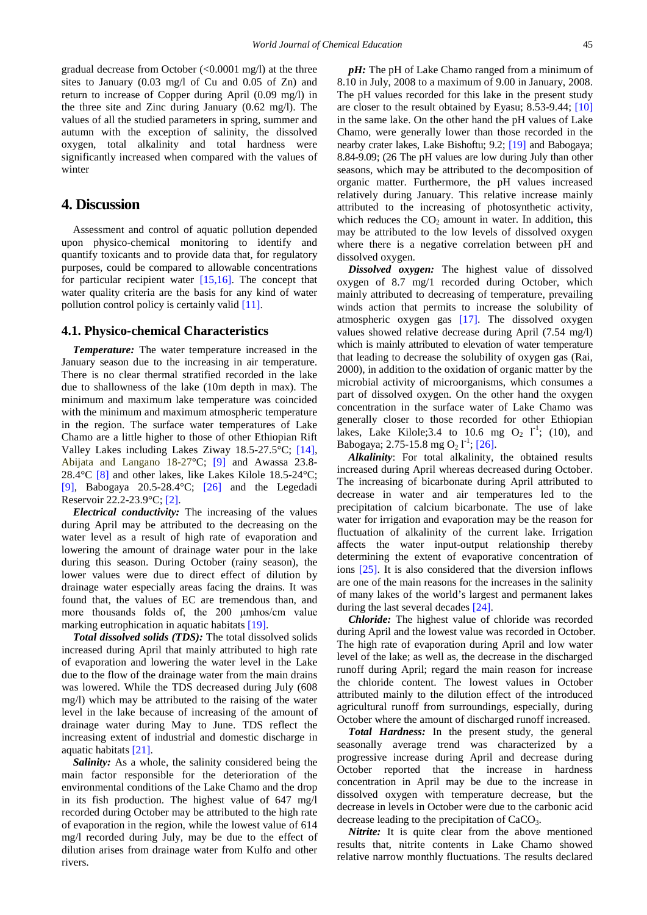gradual decrease from October (<0.0001 mg/l) at the three sites to January (0.03 mg/l of Cu and 0.05 of Zn) and return to increase of Copper during April (0.09 mg/l) in the three site and Zinc during January (0.62 mg/l). The values of all the studied parameters in spring, summer and autumn with the exception of salinity, the dissolved oxygen, total alkalinity and total hardness were significantly increased when compared with the values of winter

## 4. Discussion

Assessment and control of aquatic pollution depended upon physico-chemical monitoring to identify and quantify toxicants and to provide data that, for regulatory purposes, could be compared to allowable concentrations for particular recipient water [15,16]. The concept that water quality criteria are the basis for any kind of water pollution control policy is certainly valid [11].

### 4.1. Physico-chemical Characteristics

***Temperature:*** The water temperature increased in the January season due to the increasing in air temperature. There is no clear thermal stratified recorded in the lake due to shallowness of the lake (10m depth in max). The minimum and maximum lake temperature was coincided with the minimum and maximum atmospheric temperature in the region. The surface water temperatures of Lake Chamo are a little higher to those of other Ethiopian Rift Valley Lakes including Lakes Ziway 18.5-27.5°C; [14], Abijata and Langano 18-27°C; [9] and Awassa 23.8-28.4°C [8] and other lakes, like Lakes Kilole 18.5-24°C; [9], Babogaya 20.5-28.4°C; [26] and the Legedadi Reservoir 22.2-23.9°C; [2].

***Electrical conductivity:*** The increasing of the values during April may be attributed to the decreasing on the water level as a result of high rate of evaporation and lowering the amount of drainage water pour in the lake during this season. During October (rainy season), the lower values were due to direct effect of dilution by drainage water especially areas facing the drains. It was found that, the values of EC are tremendous than, and more thousands folds of, the 200 μmhos/cm value marking eutrophication in aquatic habitats [19].

***Total dissolved solids (TDS):*** The total dissolved solids increased during April that mainly attributed to high rate of evaporation and lowering the water level in the Lake due to the flow of the drainage water from the main drains was lowered. While the TDS decreased during July (608 mg/l) which may be attributed to the raising of the water level in the lake because of increasing of the amount of drainage water during May to June. TDS reflect the increasing extent of industrial and domestic discharge in aquatic habitats [21].

***Salinity:*** As a whole, the salinity considered being the main factor responsible for the deterioration of the environmental conditions of the Lake Chamo and the drop in its fish production. The highest value of 647 mg/l recorded during October may be attributed to the high rate of evaporation in the region, while the lowest value of 614 mg/l recorded during July, may be due to the effect of dilution arises from drainage water from Kulfo and other rivers.

***pH:*** The pH of Lake Chamo ranged from a minimum of 8.10 in July, 2008 to a maximum of 9.00 in January, 2008. The pH values recorded for this lake in the present study are closer to the result obtained by Eyasu; 8.53-9.44; [10] in the same lake. On the other hand the pH values of Lake Chamo, were generally lower than those recorded in the nearby crater lakes, Lake Bishoftu; 9.2; [19] and Babogaya; 8.84-9.09; (26 The pH values are low during July than other seasons, which may be attributed to the decomposition of organic matter. Furthermore, the pH values increased relatively during January. This relative increase mainly attributed to the increasing of photosynthetic activity, which reduces the $CO_2$ amount in water. In addition, this may be attributed to the low levels of dissolved oxygen where there is a negative correlation between pH and dissolved oxygen.

***Dissolved oxygen:*** The highest value of dissolved oxygen of 8.7 mg/1 recorded during October, which mainly attributed to decreasing of temperature, prevailing winds action that permits to increase the solubility of atmospheric oxygen gas [17]. The dissolved oxygen values showed relative decrease during April (7.54 mg/l) which is mainly attributed to elevation of water temperature that leading to decrease the solubility of oxygen gas (Rai, 2000), in addition to the oxidation of organic matter by the microbial activity of microorganisms, which consumes a part of dissolved oxygen. On the other hand the oxygen concentration in the surface water of Lake Chamo was generally closer to those recorded for other Ethiopian lakes, Lake Kilole;3.4 to 10.6 mg $O_2$ $l^{-1}$; (10), and Babogaya; 2.75-15.8 mg $O_2$ $l^{-1}$; [26].

***Alkalinity***: For total alkalinity, the obtained results increased during April whereas decreased during October. The increasing of bicarbonate during April attributed to decrease in water and air temperatures led to the precipitation of calcium bicarbonate. The use of lake water for irrigation and evaporation may be the reason for fluctuation of alkalinity of the current lake. Irrigation affects the water input-output relationship thereby determining the extent of evaporative concentration of ions [25]. It is also considered that the diversion inflows are one of the main reasons for the increases in the salinity of many lakes of the world's largest and permanent lakes during the last several decades [24].

***Chloride:*** The highest value of chloride was recorded during April and the lowest value was recorded in October. The high rate of evaporation during April and low water level of the lake; as well as, the decrease in the discharged runoff during April; regard the main reason for increase the chloride content. The lowest values in October attributed mainly to the dilution effect of the introduced agricultural runoff from surroundings, especially, during October where the amount of discharged runoff increased.

***Total Hardness:*** In the present study, the general seasonally average trend was characterized by a progressive increase during April and decrease during October reported that the increase in hardness concentration in April may be due to the increase in dissolved oxygen with temperature decrease, but the decrease in levels in October were due to the carbonic acid decrease leading to the precipitation of $CaCO_3$.

***Nitrite:*** It is quite clear from the above mentioned results that, nitrite contents in Lake Chamo showed relative narrow monthly fluctuations. The results declared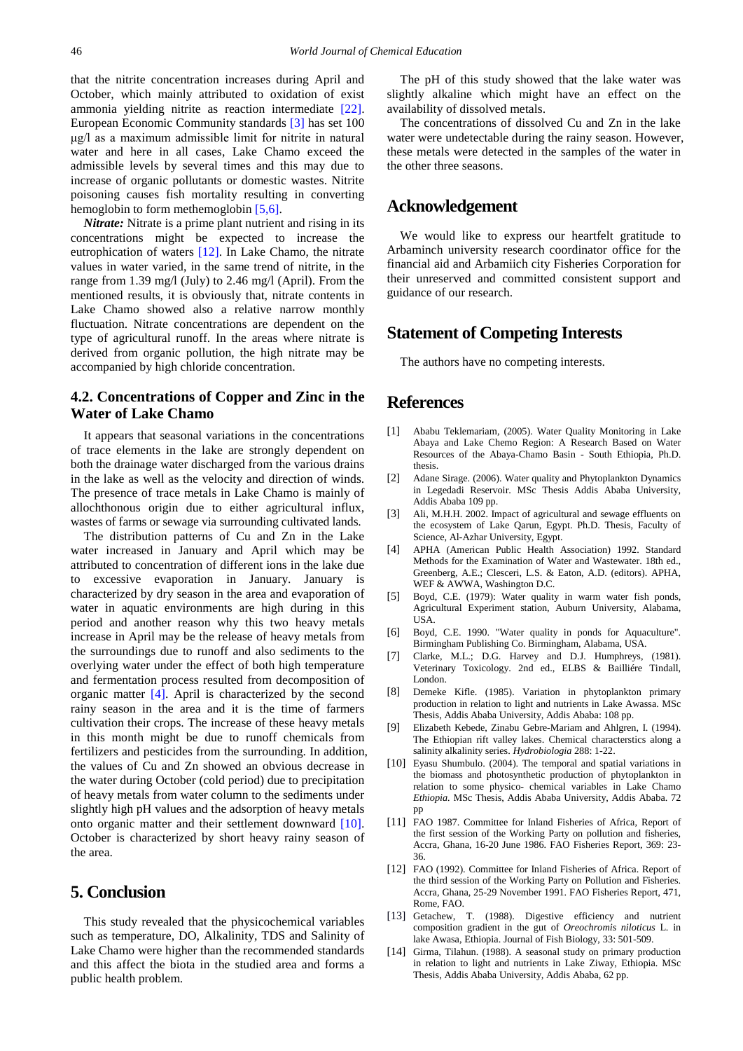that the nitrite concentration increases during April and October, which mainly attributed to oxidation of exist ammonia yielding nitrite as reaction intermediate [22]. European Economic Community standards [3] has set 100 µg/l as a maximum admissible limit for nitrite in natural water and here in all cases, Lake Chamo exceed the admissible levels by several times and this may due to increase of organic pollutants or domestic wastes. Nitrite poisoning causes fish mortality resulting in converting hemoglobin to form methemoglobin [5,6].

***Nitrate:*** Nitrate is a prime plant nutrient and rising in its concentrations might be expected to increase the eutrophication of waters [12]. In Lake Chamo, the nitrate values in water varied, in the same trend of nitrite, in the range from 1.39 mg/l (July) to 2.46 mg/l (April). From the mentioned results, it is obviously that, nitrate contents in Lake Chamo showed also a relative narrow monthly fluctuation. Nitrate concentrations are dependent on the type of agricultural runoff. In the areas where nitrate is derived from organic pollution, the high nitrate may be accompanied by high chloride concentration.

### 4.2. Concentrations of Copper and Zinc in the Water of Lake Chamo

It appears that seasonal variations in the concentrations of trace elements in the lake are strongly dependent on both the drainage water discharged from the various drains in the lake as well as the velocity and direction of winds. The presence of trace metals in Lake Chamo is mainly of allochthonous origin due to either agricultural influx, wastes of farms or sewage via surrounding cultivated lands.

The distribution patterns of Cu and Zn in the Lake water increased in January and April which may be attributed to concentration of different ions in the lake due to excessive evaporation in January. January is characterized by dry season in the area and evaporation of water in aquatic environments are high during in this period and another reason why this two heavy metals increase in April may be the release of heavy metals from the surroundings due to runoff and also sediments to the overlying water under the effect of both high temperature and fermentation process resulted from decomposition of organic matter [4]. April is characterized by the second rainy season in the area and it is the time of farmers cultivation their crops. The increase of these heavy metals in this month might be due to runoff chemicals from fertilizers and pesticides from the surrounding. In addition, the values of Cu and Zn showed an obvious decrease in the water during October (cold period) due to precipitation of heavy metals from water column to the sediments under slightly high pH values and the adsorption of heavy metals onto organic matter and their settlement downward [10]. October is characterized by short heavy rainy season of the area.

## 5. Conclusion

This study revealed that the physicochemical variables such as temperature, DO, Alkalinity, TDS and Salinity of Lake Chamo were higher than the recommended standards and this affect the biota in the studied area and forms a public health problem.

The pH of this study showed that the lake water was slightly alkaline which might have an effect on the availability of dissolved metals.

The concentrations of dissolved Cu and Zn in the lake water were undetectable during the rainy season. However, these metals were detected in the samples of the water in the other three seasons.

## Acknowledgement

We would like to express our heartfelt gratitude to Arbaminch university research coordinator office for the financial aid and Arbamiich city Fisheries Corporation for their unreserved and committed consistent support and guidance of our research.

## Statement of Competing Interests

The authors have no competing interests.

## References

[1] Ababu Teklemariam, (2005). Water Quality Monitoring in Lake Abaya and Lake Chemo Region: A Research Based on Water Resources of the Abaya-Chamo Basin - South Ethiopia, Ph.D. thesis.

[2] Adane Sirage. (2006). Water quality and Phytoplankton Dynamics in Legedadi Reservoir. MSc Thesis Addis Ababa University, Addis Ababa 109 pp.

[3] Ali, M.H.H. 2002. Impact of agricultural and sewage effluents on the ecosystem of Lake Qarun, Egypt. Ph.D. Thesis, Faculty of Science, Al-Azhar University, Egypt.

[4] APHA (American Public Health Association) 1992. Standard Methods for the Examination of Water and Wastewater. 18th ed., Greenberg, A.E.; Clesceri, L.S. & Eaton, A.D. (editors). APHA, WEF & AWWA, Washington D.C.

[5] Boyd, C.E. (1979): Water quality in warm water fish ponds, Agricultural Experiment station, Auburn University, Alabama, USA.

[6] Boyd, C.E. 1990. "Water quality in ponds for Aquaculture". Birmingham Publishing Co. Birmingham, Alabama, USA.

[7] Clarke, M.L.; D.G. Harvey and D.J. Humphreys, (1981). Veterinary Toxicology. 2nd ed., ELBS & Bailliére Tindall, London.

[8] Demeke Kifle. (1985). Variation in phytoplankton primary production in relation to light and nutrients in Lake Awassa. MSc Thesis, Addis Ababa University, Addis Ababa: 108 pp.

[9] Elizabeth Kebede, Zinabu Gebre-Mariam and Ahlgren, I. (1994). The Ethiopian rift valley lakes. Chemical charactersties along a salinity alkalinity series. *Hydrobiologia* 288: 1-22.

[10] Eyasu Shumbulo. (2004). The temporal and spatial variations in the biomass and photosynthetic production of phytoplankton in relation to some physico- chemical variables in Lake Chamo *Ethiopia*. MSc Thesis, Addis Ababa University, Addis Ababa. 72 pp

[11] FAO 1987. Committee for Inland Fisheries of Africa, Report of the first session of the Working Party on pollution and fisheries, Accra, Ghana, 16-20 June 1986. FAO Fisheries Report, 369: 23-36.

[12] FAO (1992). Committee for Inland Fisheries of Africa. Report of the third session of the Working Party on Pollution and Fisheries. Accra, Ghana, 25-29 November 1991. FAO Fisheries Report, 471, Rome, FAO.

[13] Getachew, T. (1988). Digestive efficiency and nutrient composition gradient in the gut of *Oreochromis niloticus* L. in lake Awasa, Ethiopia. Journal of Fish Biology, 33: 501-509.

[14] Girma, Tilahun. (1988). A seasonal study on primary production in relation to light and nutrients in Lake Ziway, Ethiopia. MSc Thesis, Addis Ababa University, Addis Ababa, 62 pp.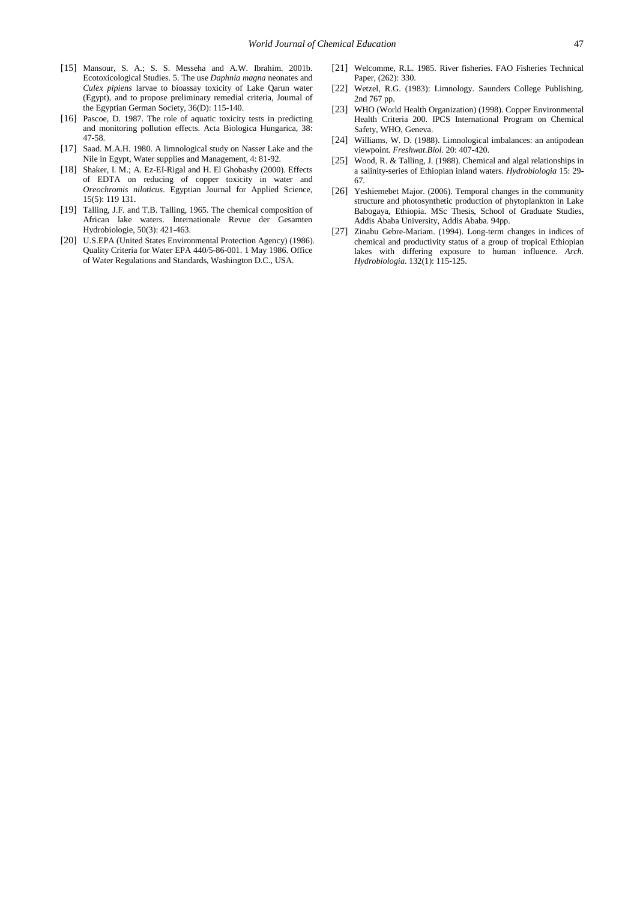[15] Mansour, S. A.; S. S. Messeha and A.W. Ibrahim. 2001b. Ecotoxicological Studies. 5. The use *Daphnia magna* neonates and *Culex pipiens* larvae to bioassay toxicity of Lake Qarun water (Egypt), and to propose preliminary remedial criteria, Journal of the Egyptian German Society, 36(D): 115-140.

[16] Pascoe, D. 1987. The role of aquatic toxicity tests in predicting and monitoring pollution effects. Acta Biologica Hungarica, 38: 47-58.

[17] Saad. M.A.H. 1980. A limnological study on Nasser Lake and the Nile in Egypt, Water supplies and Management, 4: 81-92.

[18] Shaker, I. M.; A. Ez-EI-Rigal and H. El Ghobashy (2000). Effects of EDTA on reducing of copper toxicity in water and *Oreochromis niloticus*. Egyptian Journal for Applied Science, 15(5): 119 131.

[19] Talling, J.F. and T.B. Talling, 1965. The chemical composition of African lake waters. Internationale Revue der Gesamten Hydrobiologie, 50(3): 421-463.

[20] U.S.EPA (United States Environmental Protection Agency) (1986). Quality Criteria for Water EPA 440/5-86-001. 1 May 1986. Office of Water Regulations and Standards, Washington D.C., USA.

[21] Welcomme, R.L. 1985. River fisheries. FAO Fisheries Technical Paper, (262): 330.

[22] Wetzel, R.G. (1983): Limnology. Saunders College Publishing. 2nd 767 pp.

[23] WHO (World Health Organization) (1998). Copper Environmental Health Criteria 200. IPCS International Program on Chemical Safety, WHO, Geneva.

[24] Williams, W. D. (1988). Limnological imbalances: an antipodean viewpoint. *Freshwat.Biol.* 20: 407-420.

[25] Wood, R. & Talling, J. (1988). Chemical and algal relationships in a salinity-series of Ethiopian inland waters. *Hydrobiologia* 15: 29-67.

[26] Yeshiemebet Major. (2006). Temporal changes in the community structure and photosynthetic production of phytoplankton in Lake Babogaya, Ethiopia. MSc Thesis, School of Graduate Studies, Addis Ababa University, Addis Ababa. 94pp.

[27] Zinabu Gebre-Mariam. (1994). Long-term changes in indices of chemical and productivity status of a group of tropical Ethiopian lakes with differing exposure to human influence. *Arch. Hydrobiologia*. 132(1): 115-125.